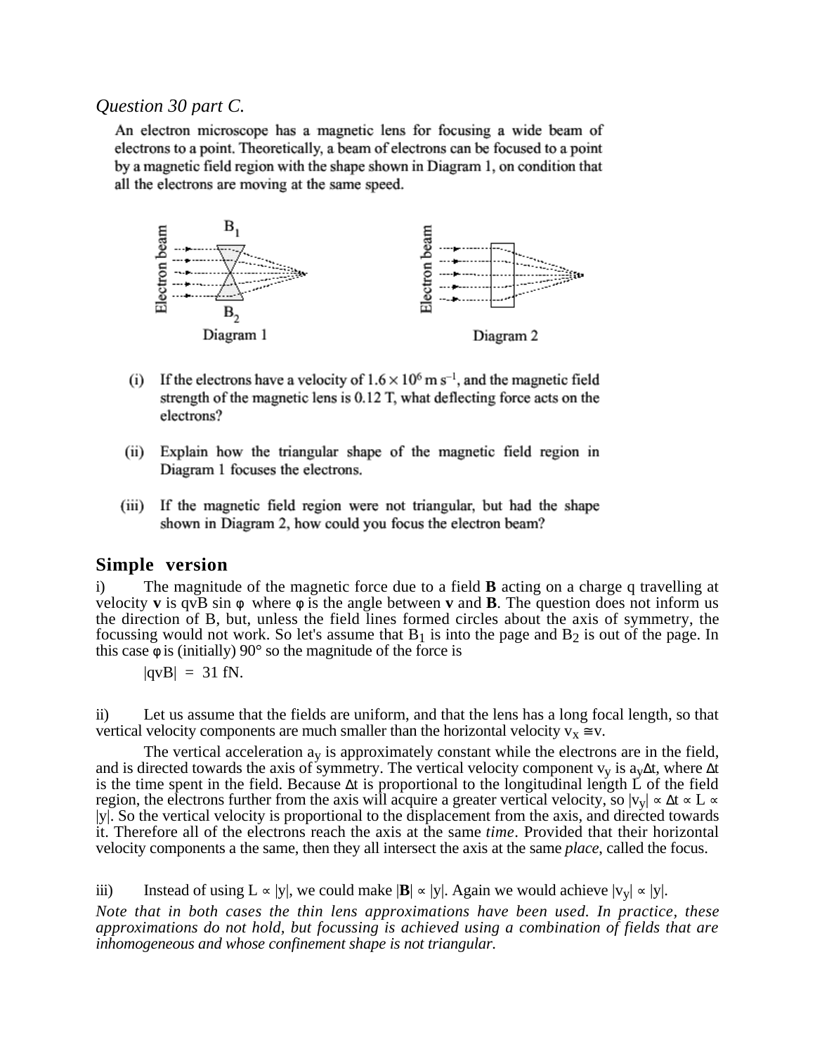*Question 30 part C.*

An electron microscope has a magnetic lens for focusing a wide beam of electrons to a point. Theoretically, a beam of electrons can be focused to a point by a magnetic field region with the shape shown in Diagram 1, on condition that all the electrons are moving at the same speed.

Diagram 1

Diagram 2

(i) If the electrons have a velocity of $1.6 \times 10^6$ m s$^{-1}$, and the magnetic field strength of the magnetic lens is 0.12 T, what deflecting force acts on the electrons?

(ii) Explain how the triangular shape of the magnetic field region in Diagram 1 focuses the electrons.

(iii) If the magnetic field region were not triangular, but had the shape shown in Diagram 2, how could you focus the electron beam?

## Simple version

i) The magnitude of the magnetic force due to a field **B** acting on a charge q travelling at velocity **v** is qvB sin φ where φ is the angle between **v** and **B**. The question does not inform us the direction of B, but, unless the field lines formed circles about the axis of symmetry, the focussing would not work. So let's assume that $B_1$ is into the page and $B_2$ is out of the page. In this case φ is (initially) 90° so the magnitude of the force is

$$|qvB| = 31 \text{ fN}.$$

ii) Let us assume that the fields are uniform, and that the lens has a long focal length, so that vertical velocity components are much smaller than the horizontal velocity $v_x \cong v$.

The vertical acceleration $a_y$ is approximately constant while the electrons are in the field, and is directed towards the axis of symmetry. The vertical velocity component $v_y$ is $a_y\Delta t$, where Δt is the time spent in the field. Because Δt is proportional to the longitudinal length L of the field region, the electrons further from the axis will acquire a greater vertical velocity, so $|v_y| \propto \Delta t \propto L \propto |y|$. So the vertical velocity is proportional to the displacement from the axis, and directed towards it. Therefore all of the electrons reach the axis at the same *time*. Provided that their horizontal velocity components a the same, then they all intersect the axis at the same *place*, called the focus.

iii) Instead of using $L \propto |y|$, we could make $|\mathbf{B}| \propto |y|$. Again we would achieve $|v_y| \propto |y|$.

*Note that in both cases the thin lens approximations have been used. In practice, these approximations do not hold, but focussing is achieved using a combination of fields that are inhomogeneous and whose confinement shape is not triangular.*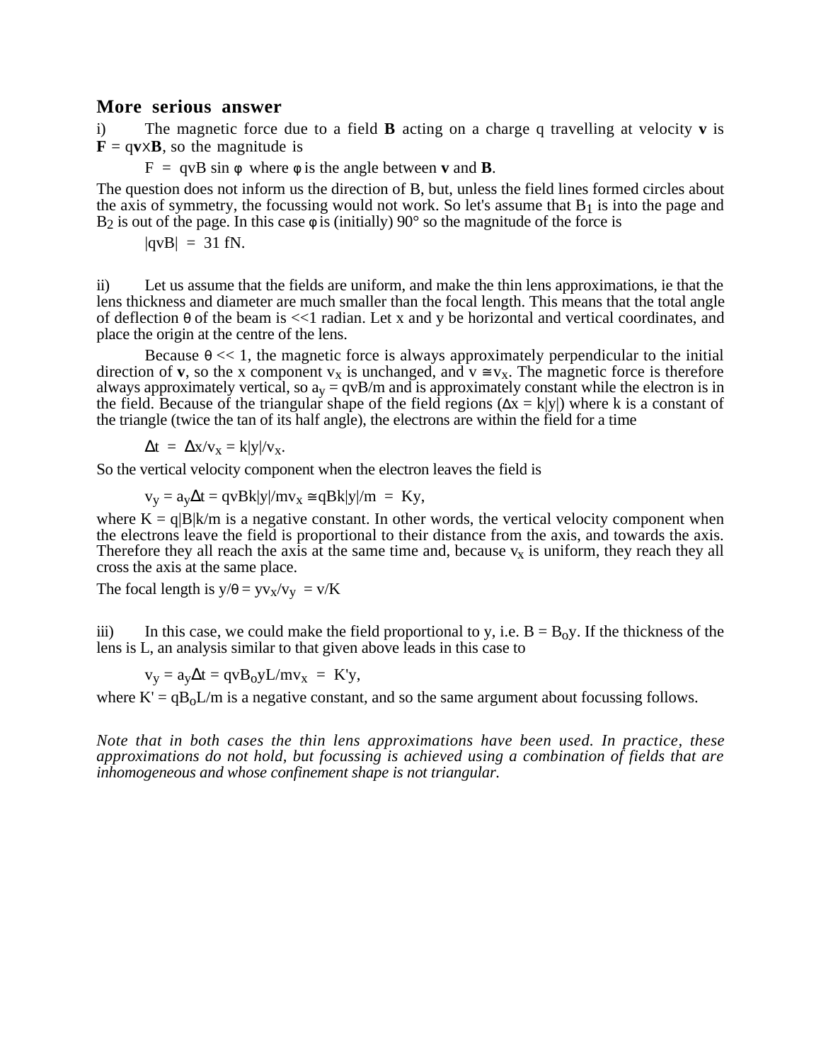## More serious answer

i) The magnetic force due to a field **B** acting on a charge q travelling at velocity **v** is **F** = q**v**×**B**, so the magnitude is

$$F = qvB \sin \phi \text{ where } \phi \text{ is the angle between } \mathbf{v} \text{ and } \mathbf{B}.$$

The question does not inform us the direction of B, but, unless the field lines formed circles about the axis of symmetry, the focussing would not work. So let's assume that $B_1$ is into the page and $B_2$ is out of the page. In this case φ is (initially) 90° so the magnitude of the force is

$$|qvB| = 31 \text{ fN}.$$

ii) Let us assume that the fields are uniform, and make the thin lens approximations, ie that the lens thickness and diameter are much smaller than the focal length. This means that the total angle of deflection θ of the beam is <<1 radian. Let x and y be horizontal and vertical coordinates, and place the origin at the centre of the lens.

Because θ << 1, the magnetic force is always approximately perpendicular to the initial direction of **v**, so the x component $v_x$ is unchanged, and $v \cong v_x$. The magnetic force is therefore always approximately vertical, so $a_y = qvB/m$ and is approximately constant while the electron is in the field. Because of the triangular shape of the field regions ($\Delta x = k|y|$) where k is a constant of the triangle (twice the tan of its half angle), the electrons are within the field for a time

$$\Delta t = \Delta x/v_x = k|y|/v_x.$$

So the vertical velocity component when the electron leaves the field is

$$v_y = a_y\Delta t = qvBk|y|/mv_x \cong qBk|y|/m = Ky,$$

where $K = q|B|k/m$ is a negative constant. In other words, the vertical velocity component when the electrons leave the field is proportional to their distance from the axis, and towards the axis. Therefore they all reach the axis at the same time and, because $v_x$ is uniform, they reach they all cross the axis at the same place.

The focal length is $y/\theta = yv_x/v_y = v/K$

iii) In this case, we could make the field proportional to y, i.e. $B = B_o y$. If the thickness of the lens is L, an analysis similar to that given above leads in this case to

$$v_y = a_y\Delta t = qvB_o yL/mv_x = K'y,$$

where $K' = qB_oL/m$ is a negative constant, and so the same argument about focussing follows.

*Note that in both cases the thin lens approximations have been used. In practice, these approximations do not hold, but focussing is achieved using a combination of fields that are inhomogeneous and whose confinement shape is not triangular.*